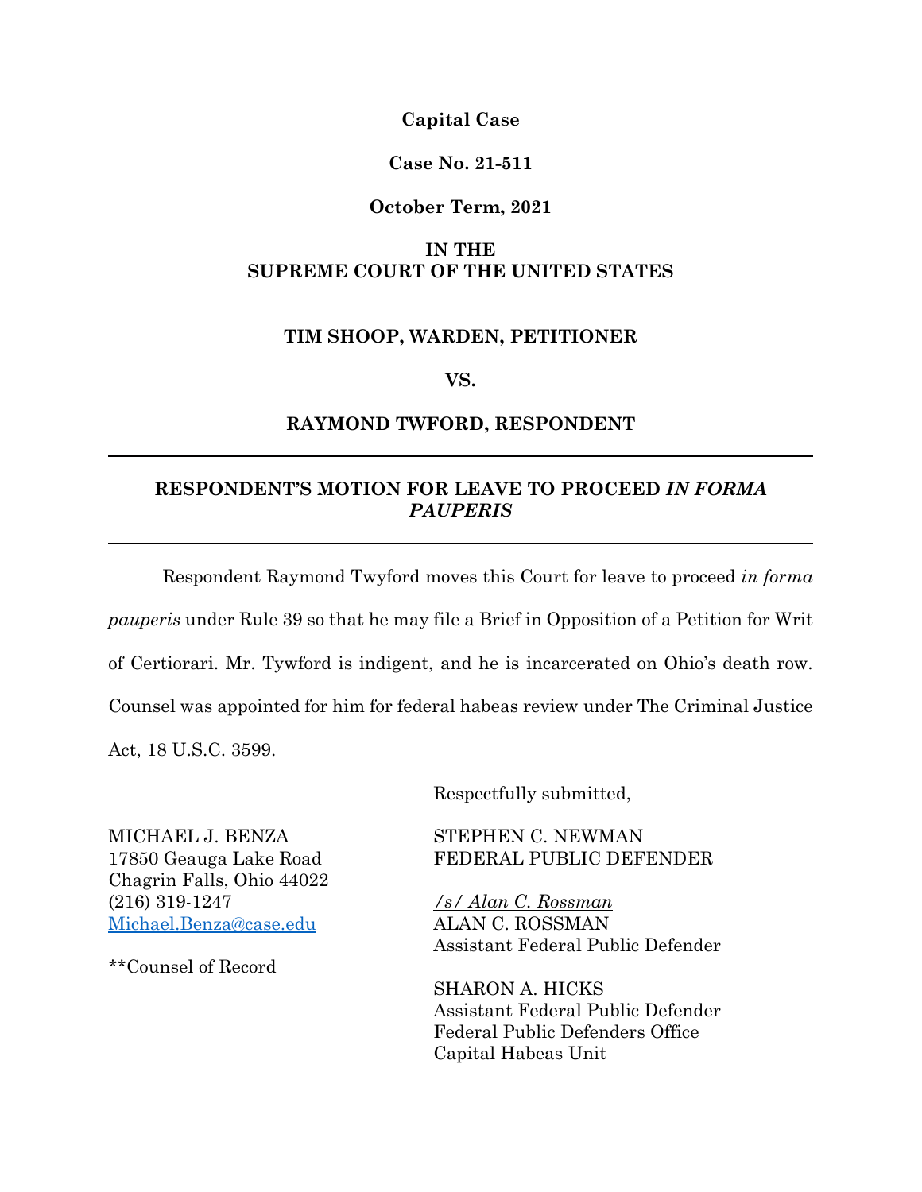**Capital Case**

**Case No. 21-511**

**October Term, 2021**

**IN THE**
**SUPREME COURT OF THE UNITED STATES**

**TIM SHOOP, WARDEN, PETITIONER**

**VS.**

**RAYMOND TWFORD, RESPONDENT**

---

**RESPONDENT'S MOTION FOR LEAVE TO PROCEED *IN FORMA PAUPERIS***

---

Respondent Raymond Twyford moves this Court for leave to proceed *in forma pauperis* under Rule 39 so that he may file a Brief in Opposition of a Petition for Writ of Certiorari. Mr. Tywford is indigent, and he is incarcerated on Ohio's death row. Counsel was appointed for him for federal habeas review under The Criminal Justice Act, 18 U.S.C. 3599.

Respectfully submitted,

MICHAEL J. BENZA
17850 Geauga Lake Road
Chagrin Falls, Ohio 44022
(216) 319-1247
Michael.Benza@case.edu

**Counsel of Record

STEPHEN C. NEWMAN
FEDERAL PUBLIC DEFENDER

*/s/ Alan C. Rossman*
ALAN C. ROSSMAN
Assistant Federal Public Defender

SHARON A. HICKS
Assistant Federal Public Defender
Federal Public Defenders Office
Capital Habeas Unit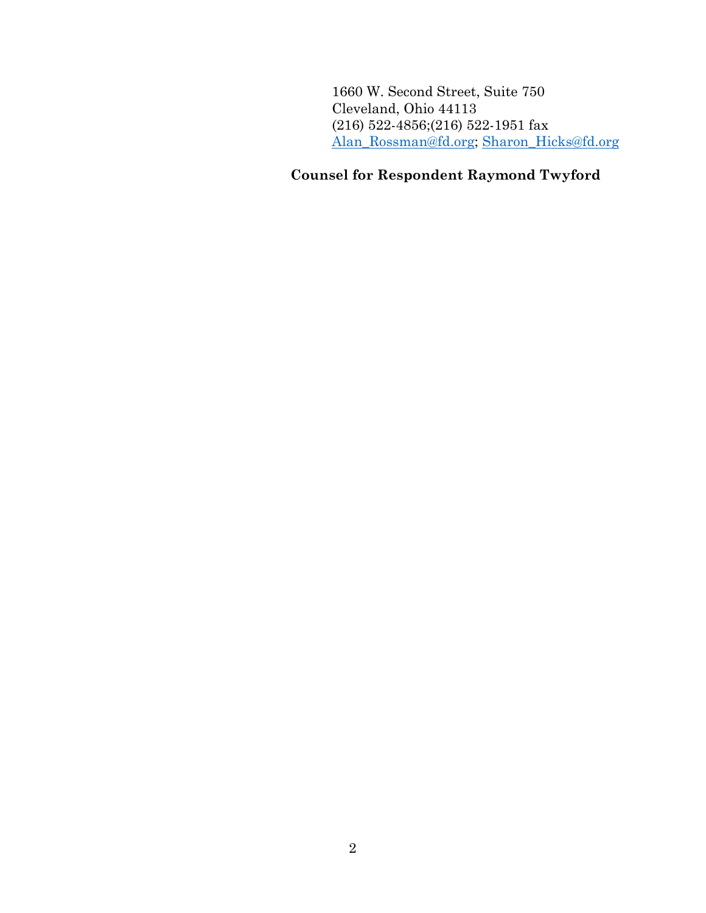1660 W. Second Street, Suite 750
Cleveland, Ohio 44113
(216) 522-4856;(216) 522-1951 fax
Alan_Rossman@fd.org; Sharon_Hicks@fd.org

**Counsel for Respondent Raymond Twyford**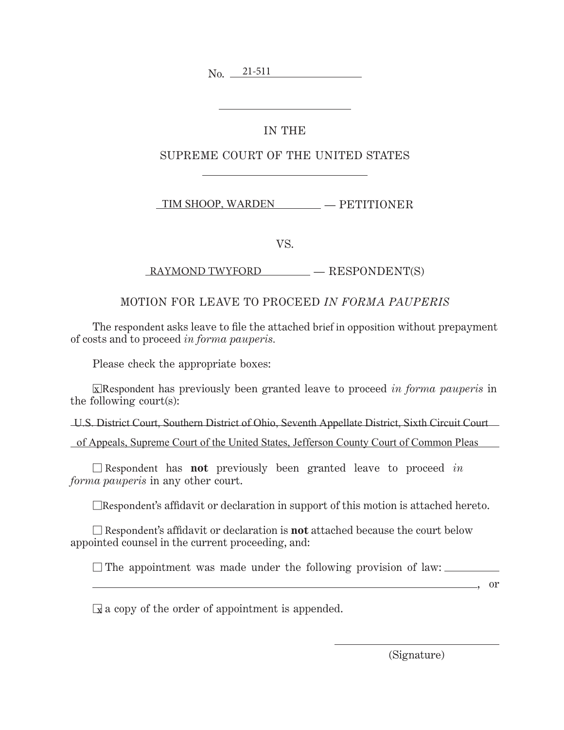No. 21-511

IN THE

SUPREME COURT OF THE UNITED STATES

TIM SHOOP, WARDEN — PETITIONER

VS.

RAYMOND TWYFORD — RESPONDENT(S)

MOTION FOR LEAVE TO PROCEED *IN FORMA PAUPERIS*

The respondent asks leave to file the attached brief in opposition without prepayment of costs and to proceed *in forma pauperis*.

Please check the appropriate boxes:

☒ Respondent has previously been granted leave to proceed *in forma pauperis* in the following court(s):

U.S. District Court, Southern District of Ohio, Seventh Appellate District, Sixth Circuit Court of Appeals, Supreme Court of the United States, Jefferson County Court of Common Pleas

☐ Respondent has **not** previously been granted leave to proceed *in forma pauperis* in any other court.

☐ Respondent's affidavit or declaration in support of this motion is attached hereto.

☐ Respondent's affidavit or declaration is **not** attached because the court below appointed counsel in the current proceeding, and:

☐ The appointment was made under the following provision of law: \_\_\_\_\_\_\_\_\_\_, or

☒ a copy of the order of appointment is appended.

\_\_\_\_\_\_\_\_\_\_\_\_\_\_\_\_\_\_\_\_
(Signature)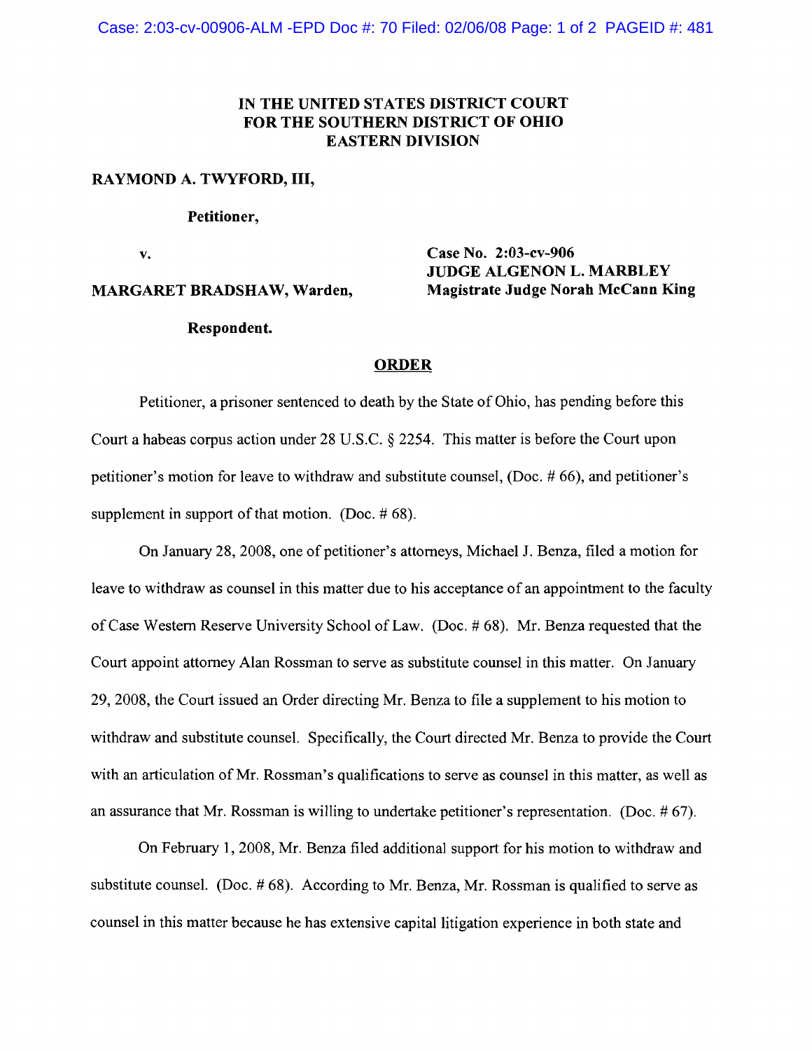# IN THE UNITED STATES DISTRICT COURT FOR THE SOUTHERN DISTRICT OF OHIO EASTERN DIVISION

**RAYMOND A. TWYFORD, III,**

**Petitioner,**

**v.**

**MARGARET BRADSHAW, Warden,**

**Respondent.**

**Case No. 2:03-cv-906**
**JUDGE ALGENON L. MARBLEY**
**Magistrate Judge Norah McCann King**

## ORDER

Petitioner, a prisoner sentenced to death by the State of Ohio, has pending before this Court a habeas corpus action under 28 U.S.C. § 2254. This matter is before the Court upon petitioner's motion for leave to withdraw and substitute counsel, (Doc. # 66), and petitioner's supplement in support of that motion. (Doc. # 68).

On January 28, 2008, one of petitioner's attorneys, Michael J. Benza, filed a motion for leave to withdraw as counsel in this matter due to his acceptance of an appointment to the faculty of Case Western Reserve University School of Law. (Doc. # 68). Mr. Benza requested that the Court appoint attorney Alan Rossman to serve as substitute counsel in this matter. On January 29, 2008, the Court issued an Order directing Mr. Benza to file a supplement to his motion to withdraw and substitute counsel. Specifically, the Court directed Mr. Benza to provide the Court with an articulation of Mr. Rossman's qualifications to serve as counsel in this matter, as well as an assurance that Mr. Rossman is willing to undertake petitioner's representation. (Doc. # 67).

On February 1, 2008, Mr. Benza filed additional support for his motion to withdraw and substitute counsel. (Doc. # 68). According to Mr. Benza, Mr. Rossman is qualified to serve as counsel in this matter because he has extensive capital litigation experience in both state and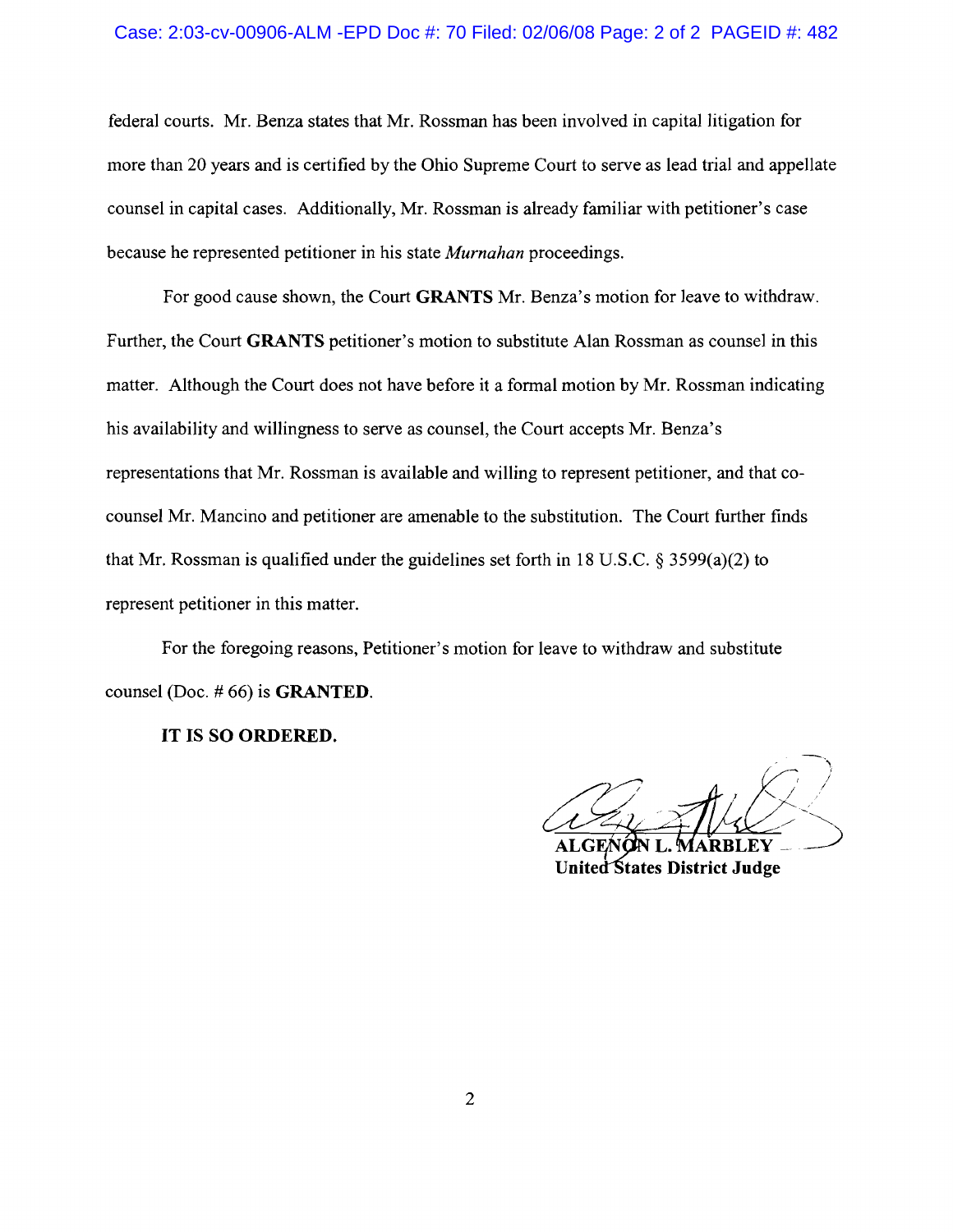federal courts. Mr. Benza states that Mr. Rossman has been involved in capital litigation for more than 20 years and is certified by the Ohio Supreme Court to serve as lead trial and appellate counsel in capital cases. Additionally, Mr. Rossman is already familiar with petitioner's case because he represented petitioner in his state *Murnahan* proceedings.

For good cause shown, the Court **GRANTS** Mr. Benza's motion for leave to withdraw. Further, the Court **GRANTS** petitioner's motion to substitute Alan Rossman as counsel in this matter. Although the Court does not have before it a formal motion by Mr. Rossman indicating his availability and willingness to serve as counsel, the Court accepts Mr. Benza's representations that Mr. Rossman is available and willing to represent petitioner, and that co-counsel Mr. Mancino and petitioner are amenable to the substitution. The Court further finds that Mr. Rossman is qualified under the guidelines set forth in 18 U.S.C. § 3599(a)(2) to represent petitioner in this matter.

For the foregoing reasons, Petitioner's motion for leave to withdraw and substitute counsel (Doc. # 66) is **GRANTED**.

**IT IS SO ORDERED.**

**ALGENON L. MARBLEY**
**United States District Judge**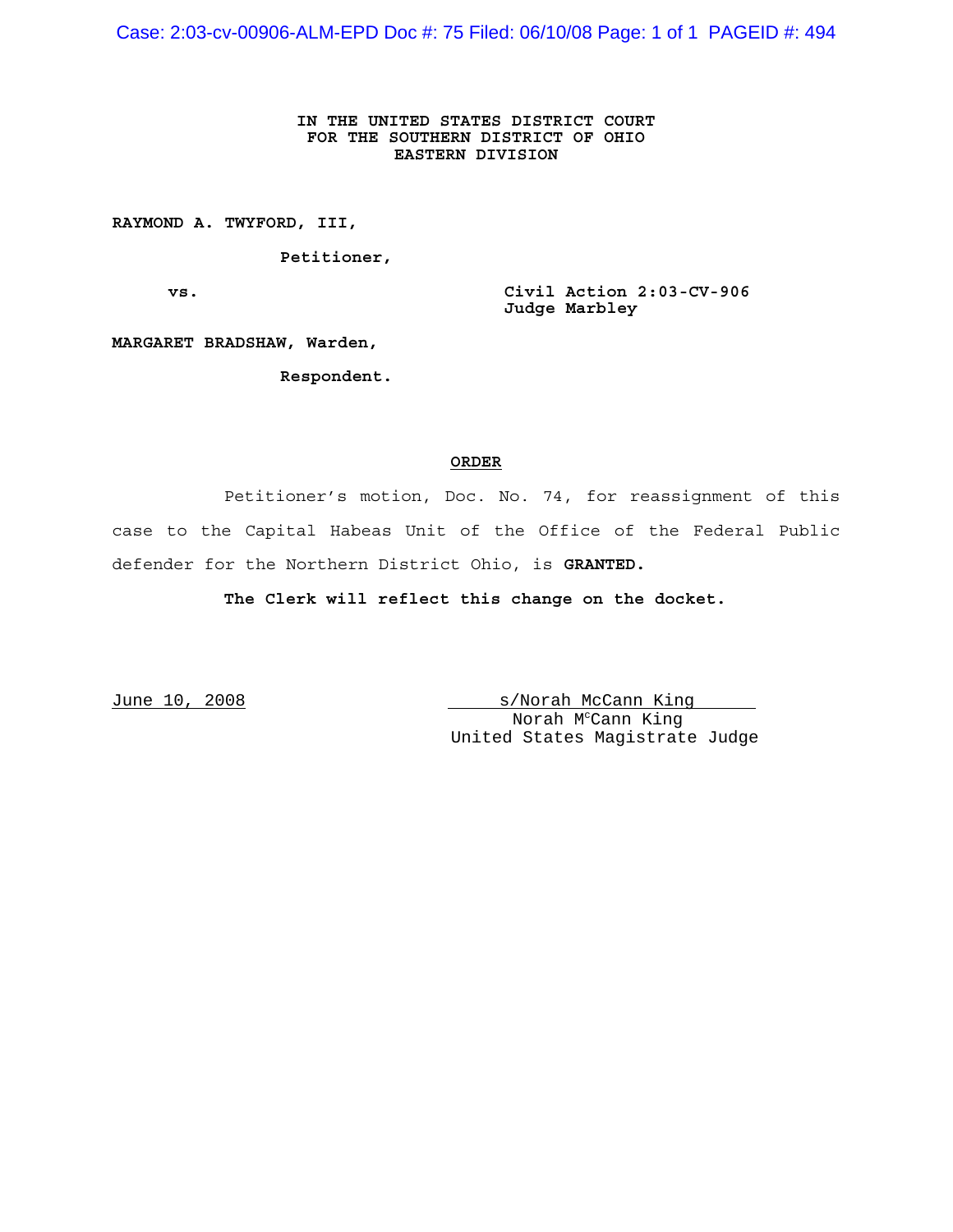**IN THE UNITED STATES DISTRICT COURT**
**FOR THE SOUTHERN DISTRICT OF OHIO**
**EASTERN DIVISION**

**RAYMOND A. TWYFORD, III,**

**Petitioner,**

**vs.** **Civil Action 2:03-CV-906**
**Judge Marbley**

**MARGARET BRADSHAW, Warden,**

**Respondent.**

## ORDER

Petitioner's motion, Doc. No. 74, for reassignment of this case to the Capital Habeas Unit of the Office of the Federal Public defender for the Northern District Ohio, is **GRANTED.**

**The Clerk will reflect this change on the docket.**

June 10, 2008

s/Norah McCann King
Norah McCann King
United States Magistrate Judge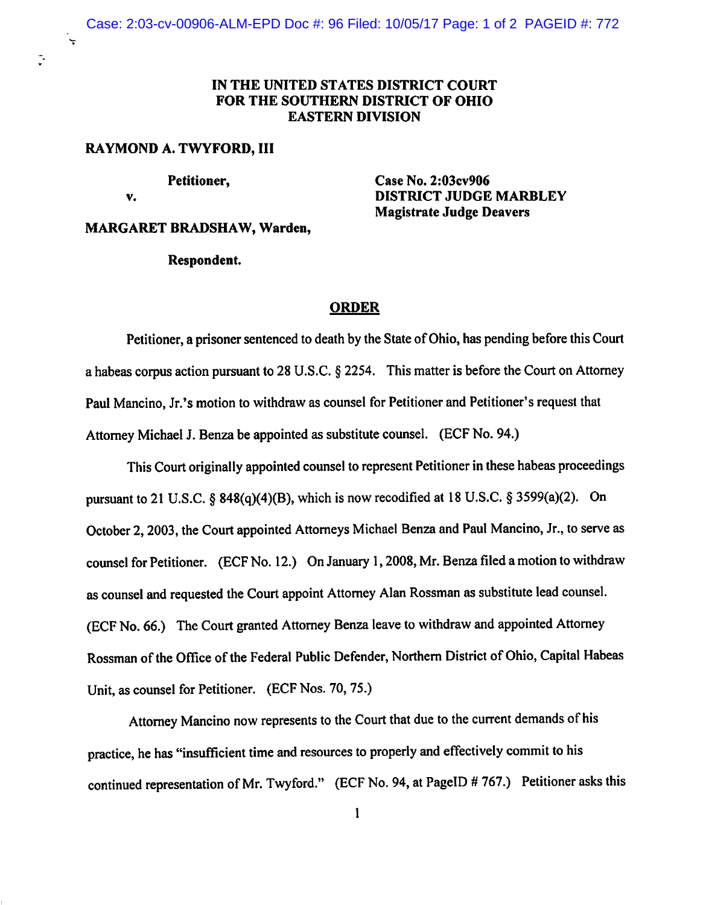**IN THE UNITED STATES DISTRICT COURT**
**FOR THE SOUTHERN DISTRICT OF OHIO**
**EASTERN DIVISION**

**RAYMOND A. TWYFORD, III**

**Petitioner,**

**v.**

**MARGARET BRADSHAW, Warden,**

**Respondent.**

**Case No. 2:03cv906**
**DISTRICT JUDGE MARBLEY**
**Magistrate Judge Deavers**

## ORDER

Petitioner, a prisoner sentenced to death by the State of Ohio, has pending before this Court a habeas corpus action pursuant to 28 U.S.C. § 2254. This matter is before the Court on Attorney Paul Mancino, Jr.'s motion to withdraw as counsel for Petitioner and Petitioner's request that Attorney Michael J. Benza be appointed as substitute counsel. (ECF No. 94.)

This Court originally appointed counsel to represent Petitioner in these habeas proceedings pursuant to 21 U.S.C. § 848(q)(4)(B), which is now recodified at 18 U.S.C. § 3599(a)(2). On October 2, 2003, the Court appointed Attorneys Michael Benza and Paul Mancino, Jr., to serve as counsel for Petitioner. (ECF No. 12.) On January 1, 2008, Mr. Benza filed a motion to withdraw as counsel and requested the Court appoint Attorney Alan Rossman as substitute lead counsel. (ECF No. 66.) The Court granted Attorney Benza leave to withdraw and appointed Attorney Rossman of the Office of the Federal Public Defender, Northern District of Ohio, Capital Habeas Unit, as counsel for Petitioner. (ECF Nos. 70, 75.)

Attorney Mancino now represents to the Court that due to the current demands of his practice, he has "insufficient time and resources to properly and effectively commit to his continued representation of Mr. Twyford." (ECF No. 94, at PageID # 767.) Petitioner asks this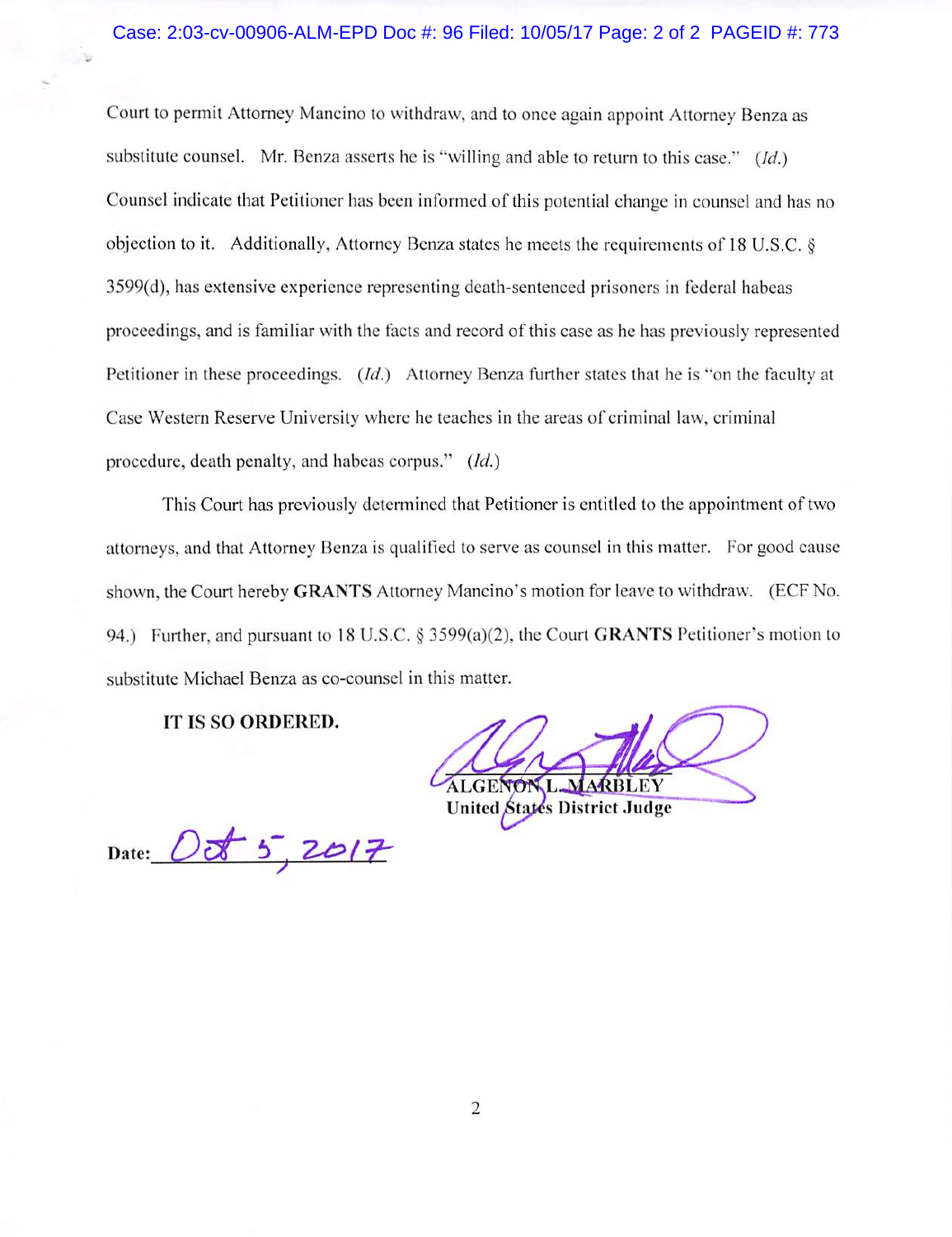Court to permit Attorney Mancino to withdraw, and to once again appoint Attorney Benza as substitute counsel. Mr. Benza asserts he is "willing and able to return to this case." (*Id.*) Counsel indicate that Petitioner has been informed of this potential change in counsel and has no objection to it. Additionally, Attorney Benza states he meets the requirements of 18 U.S.C. § 3599(d), has extensive experience representing death-sentenced prisoners in federal habeas proceedings, and is familiar with the facts and record of this case as he has previously represented Petitioner in these proceedings. (*Id.*) Attorney Benza further states that he is "on the faculty at Case Western Reserve University where he teaches in the areas of criminal law, criminal procedure, death penalty, and habeas corpus." (*Id.*)

This Court has previously determined that Petitioner is entitled to the appointment of two attorneys, and that Attorney Benza is qualified to serve as counsel in this matter. For good cause shown, the Court hereby **GRANTS** Attorney Mancino's motion for leave to withdraw. (ECF No. 94.) Further, and pursuant to 18 U.S.C. § 3599(a)(2), the Court **GRANTS** Petitioner's motion to substitute Michael Benza as co-counsel in this matter.

**IT IS SO ORDERED.**

ALGENON L. MARBLEY
**United States District Judge**

**Date:** Oct 5, 2017